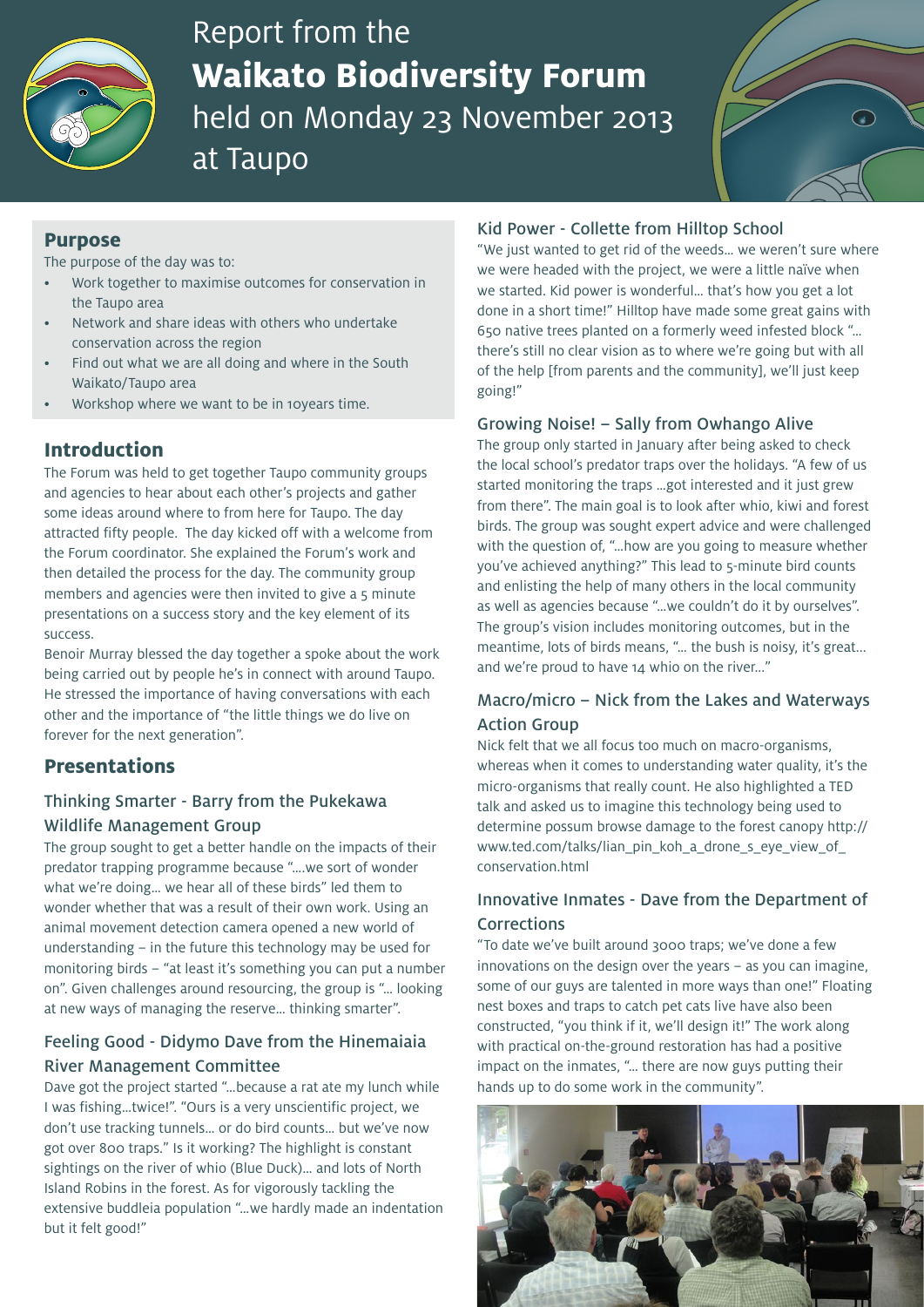# Report from the **Waikato Biodiversity Forum** held on Monday 23 November 2013 at Taupo

## Purpose

The purpose of the day was to:

- Work together to maximise outcomes for conservation in the Taupo area
- Network and share ideas with others who undertake conservation across the region
- Find out what we are all doing and where in the South Waikato/Taupo area
- Workshop where we want to be in 10years time.

## Introduction

The Forum was held to get together Taupo community groups and agencies to hear about each other's projects and gather some ideas around where to from here for Taupo. The day attracted fifty people. The day kicked off with a welcome from the Forum coordinator. She explained the Forum's work and then detailed the process for the day. The community group members and agencies were then invited to give a 5 minute presentations on a success story and the key element of its success.

Benoir Murray blessed the day together a spoke about the work being carried out by people he's in connect with around Taupo. He stressed the importance of having conversations with each other and the importance of "the little things we do live on forever for the next generation".

## Presentations

### Thinking Smarter - Barry from the Pukekawa Wildlife Management Group

The group sought to get a better handle on the impacts of their predator trapping programme because "….we sort of wonder what we're doing… we hear all of these birds" led them to wonder whether that was a result of their own work. Using an animal movement detection camera opened a new world of understanding – in the future this technology may be used for monitoring birds – "at least it's something you can put a number on". Given challenges around resourcing, the group is "… looking at new ways of managing the reserve… thinking smarter".

### Feeling Good - Didymo Dave from the Hinemaiaia River Management Committee

Dave got the project started "…because a rat ate my lunch while I was fishing…twice!". "Ours is a very unscientific project, we don't use tracking tunnels… or do bird counts… but we've now got over 800 traps." Is it working? The highlight is constant sightings on the river of whio (Blue Duck)… and lots of North Island Robins in the forest. As for vigorously tackling the extensive buddleia population "…we hardly made an indentation but it felt good!"

### Kid Power - Collette from Hilltop School

"We just wanted to get rid of the weeds… we weren't sure where we were headed with the project, we were a little naïve when we started. Kid power is wonderful… that's how you get a lot done in a short time!" Hilltop have made some great gains with 650 native trees planted on a formerly weed infested block "… there's still no clear vision as to where we're going but with all of the help [from parents and the community], we'll just keep going!"

### Growing Noise! – Sally from Owhango Alive

The group only started in January after being asked to check the local school's predator traps over the holidays. "A few of us started monitoring the traps …got interested and it just grew from there". The main goal is to look after whio, kiwi and forest birds. The group was sought expert advice and were challenged with the question of, "…how are you going to measure whether you've achieved anything?" This lead to 5-minute bird counts and enlisting the help of many others in the local community as well as agencies because "…we couldn't do it by ourselves". The group's vision includes monitoring outcomes, but in the meantime, lots of birds means, "… the bush is noisy, it's great… and we're proud to have 14 whio on the river…"

### Macro/micro – Nick from the Lakes and Waterways Action Group

Nick felt that we all focus too much on macro-organisms, whereas when it comes to understanding water quality, it's the micro-organisms that really count. He also highlighted a TED talk and asked us to imagine this technology being used to determine possum browse damage to the forest canopy http://www.ted.com/talks/lian_pin_koh_a_drone_s_eye_view_of_conservation.html

### Innovative Inmates - Dave from the Department of Corrections

"To date we've built around 3000 traps; we've done a few innovations on the design over the years – as you can imagine, some of our guys are talented in more ways than one!" Floating nest boxes and traps to catch pet cats live have also been constructed, "you think if it, we'll design it!" The work along with practical on-the-ground restoration has had a positive impact on the inmates, "… there are now guys putting their hands up to do some work in the community".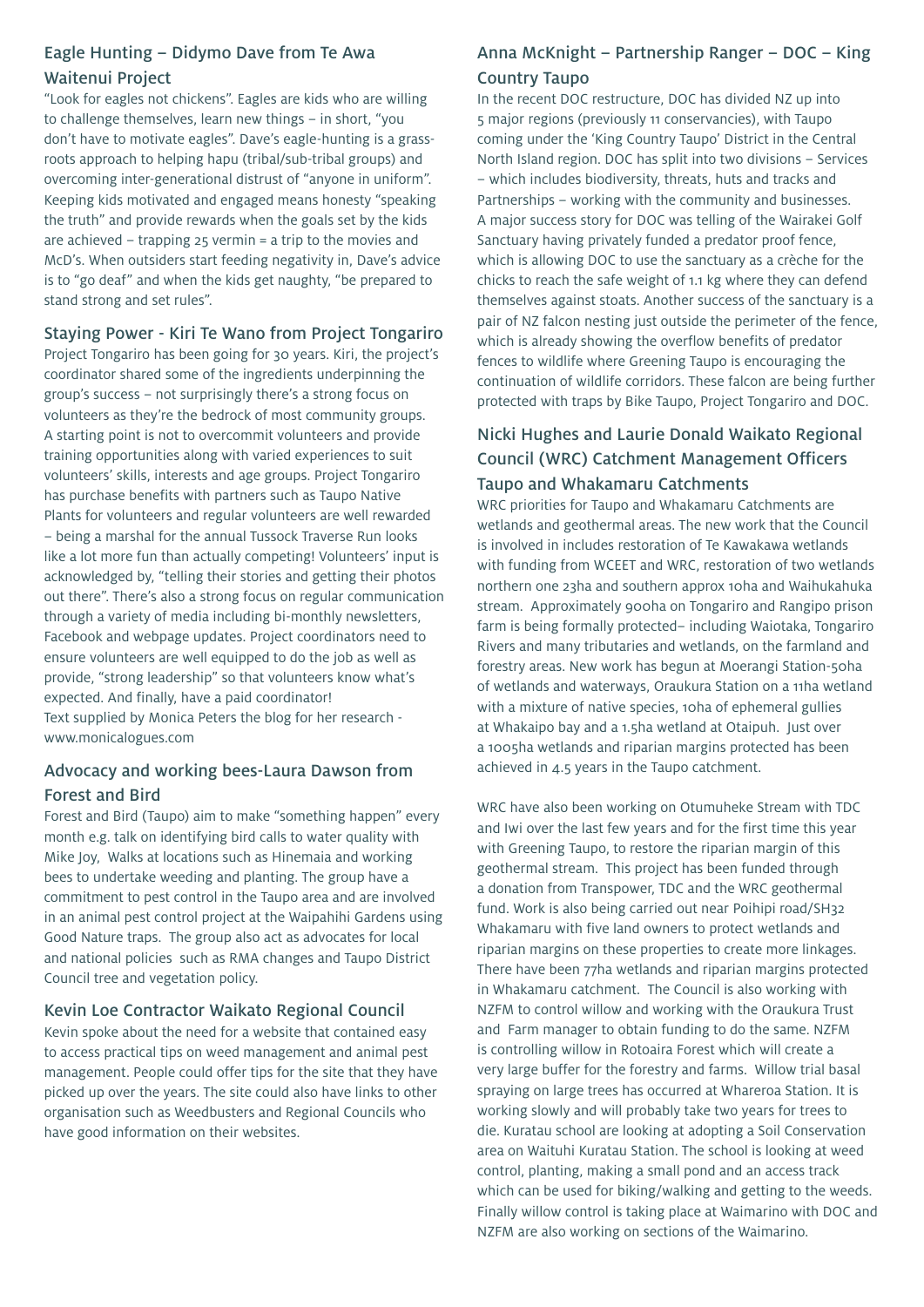## Eagle Hunting – Didymo Dave from Te Awa Waitenui Project

"Look for eagles not chickens". Eagles are kids who are willing to challenge themselves, learn new things – in short, "you don't have to motivate eagles". Dave's eagle-hunting is a grass-roots approach to helping hapu (tribal/sub-tribal groups) and overcoming inter-generational distrust of "anyone in uniform". Keeping kids motivated and engaged means honesty "speaking the truth" and provide rewards when the goals set by the kids are achieved – trapping 25 vermin = a trip to the movies and McD's. When outsiders start feeding negativity in, Dave's advice is to "go deaf" and when the kids get naughty, "be prepared to stand strong and set rules".

## Staying Power - Kiri Te Wano from Project Tongariro

Project Tongariro has been going for 30 years. Kiri, the project's coordinator shared some of the ingredients underpinning the group's success – not surprisingly there's a strong focus on volunteers as they're the bedrock of most community groups. A starting point is not to overcommit volunteers and provide training opportunities along with varied experiences to suit volunteers' skills, interests and age groups. Project Tongariro has purchase benefits with partners such as Taupo Native Plants for volunteers and regular volunteers are well rewarded – being a marshal for the annual Tussock Traverse Run looks like a lot more fun than actually competing! Volunteers' input is acknowledged by, "telling their stories and getting their photos out there". There's also a strong focus on regular communication through a variety of media including bi-monthly newsletters, Facebook and webpage updates. Project coordinators need to ensure volunteers are well equipped to do the job as well as provide, "strong leadership" so that volunteers know what's expected. And finally, have a paid coordinator!
Text supplied by Monica Peters the blog for her research - www.monicalogues.com

## Advocacy and working bees-Laura Dawson from Forest and Bird

Forest and Bird (Taupo) aim to make "something happen" every month e.g. talk on identifying bird calls to water quality with Mike Joy, Walks at locations such as Hinemaia and working bees to undertake weeding and planting. The group have a commitment to pest control in the Taupo area and are involved in an animal pest control project at the Waipahihi Gardens using Good Nature traps. The group also act as advocates for local and national policies such as RMA changes and Taupo District Council tree and vegetation policy.

## Kevin Loe Contractor Waikato Regional Council

Kevin spoke about the need for a website that contained easy to access practical tips on weed management and animal pest management. People could offer tips for the site that they have picked up over the years. The site could also have links to other organisation such as Weedbusters and Regional Councils who have good information on their websites.

## Anna McKnight – Partnership Ranger – DOC – King Country Taupo

In the recent DOC restructure, DOC has divided NZ up into 5 major regions (previously 11 conservancies), with Taupo coming under the 'King Country Taupo' District in the Central North Island region. DOC has split into two divisions – Services – which includes biodiversity, threats, huts and tracks and Partnerships – working with the community and businesses. A major success story for DOC was telling of the Wairakei Golf Sanctuary having privately funded a predator proof fence, which is allowing DOC to use the sanctuary as a crèche for the chicks to reach the safe weight of 1.1 kg where they can defend themselves against stoats. Another success of the sanctuary is a pair of NZ falcon nesting just outside the perimeter of the fence, which is already showing the overflow benefits of predator fences to wildlife where Greening Taupo is encouraging the continuation of wildlife corridors. These falcon are being further protected with traps by Bike Taupo, Project Tongariro and DOC.

## Nicki Hughes and Laurie Donald Waikato Regional Council (WRC) Catchment Management Officers Taupo and Whakamaru Catchments

WRC priorities for Taupo and Whakamaru Catchments are wetlands and geothermal areas. The new work that the Council is involved in includes restoration of Te Kawakawa wetlands with funding from WCEET and WRC, restoration of two wetlands northern one 23ha and southern approx 10ha and Waihukahuka stream. Approximately 900ha on Tongariro and Rangipo prison farm is being formally protected– including Waiotaka, Tongariro Rivers and many tributaries and wetlands, on the farmland and forestry areas. New work has begun at Moerangi Station-50ha of wetlands and waterways, Oraukura Station on a 11ha wetland with a mixture of native species, 10ha of ephemeral gullies at Whakaipo bay and a 1.5ha wetland at Otaipuh. Just over a 1005ha wetlands and riparian margins protected has been achieved in 4.5 years in the Taupo catchment.

WRC have also been working on Otumuheke Stream with TDC and Iwi over the last few years and for the first time this year with Greening Taupo, to restore the riparian margin of this geothermal stream. This project has been funded through a donation from Transpower, TDC and the WRC geothermal fund. Work is also being carried out near Poihipi road/SH32 Whakamaru with five land owners to protect wetlands and riparian margins on these properties to create more linkages. There have been 77ha wetlands and riparian margins protected in Whakamaru catchment. The Council is also working with NZFM to control willow and working with the Oraukura Trust and Farm manager to obtain funding to do the same. NZFM is controlling willow in Rotoaira Forest which will create a very large buffer for the forestry and farms. Willow trial basal spraying on large trees has occurred at Whareroa Station. It is working slowly and will probably take two years for trees to die. Kuratau school are looking at adopting a Soil Conservation area on Waituhi Kuratau Station. The school is looking at weed control, planting, making a small pond and an access track which can be used for biking/walking and getting to the weeds. Finally willow control is taking place at Waimarino with DOC and NZFM are also working on sections of the Waimarino.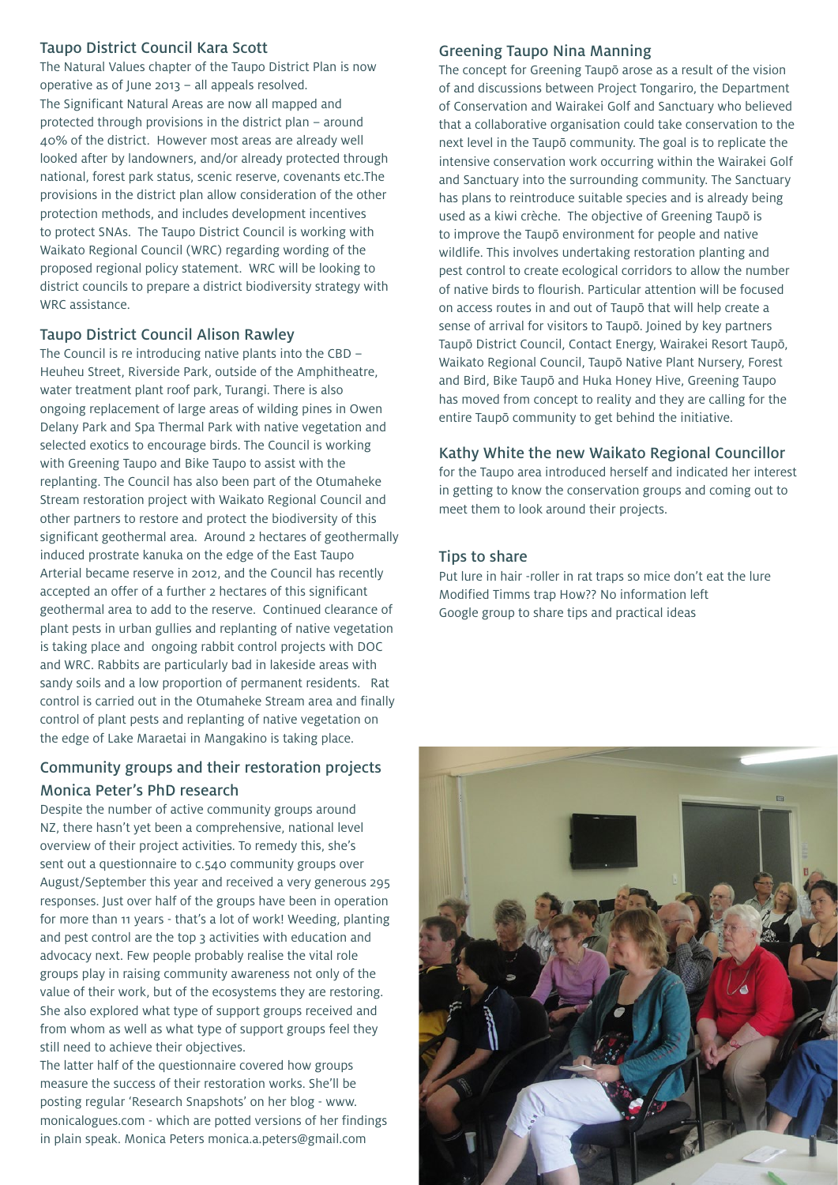## Taupo District Council Kara Scott

The Natural Values chapter of the Taupo District Plan is now operative as of June 2013 – all appeals resolved.

The Significant Natural Areas are now all mapped and protected through provisions in the district plan – around 40% of the district. However most areas are already well looked after by landowners, and/or already protected through national, forest park status, scenic reserve, covenants etc.The provisions in the district plan allow consideration of the other protection methods, and includes development incentives to protect SNAs. The Taupo District Council is working with Waikato Regional Council (WRC) regarding wording of the proposed regional policy statement. WRC will be looking to district councils to prepare a district biodiversity strategy with WRC assistance.

## Taupo District Council Alison Rawley

The Council is re introducing native plants into the CBD – Heuheu Street, Riverside Park, outside of the Amphitheatre, water treatment plant roof park, Turangi. There is also ongoing replacement of large areas of wilding pines in Owen Delany Park and Spa Thermal Park with native vegetation and selected exotics to encourage birds. The Council is working with Greening Taupo and Bike Taupo to assist with the replanting. The Council has also been part of the Otumaheke Stream restoration project with Waikato Regional Council and other partners to restore and protect the biodiversity of this significant geothermal area. Around 2 hectares of geothermally induced prostrate kanuka on the edge of the East Taupo Arterial became reserve in 2012, and the Council has recently accepted an offer of a further 2 hectares of this significant geothermal area to add to the reserve. Continued clearance of plant pests in urban gullies and replanting of native vegetation is taking place and ongoing rabbit control projects with DOC and WRC. Rabbits are particularly bad in lakeside areas with sandy soils and a low proportion of permanent residents. Rat control is carried out in the Otumaheke Stream area and finally control of plant pests and replanting of native vegetation on the edge of Lake Maraetai in Mangakino is taking place.

## Community groups and their restoration projects

## Monica Peter's PhD research

Despite the number of active community groups around NZ, there hasn't yet been a comprehensive, national level overview of their project activities. To remedy this, she's sent out a questionnaire to c.540 community groups over August/September this year and received a very generous 295 responses. Just over half of the groups have been in operation for more than 11 years - that's a lot of work! Weeding, planting and pest control are the top 3 activities with education and advocacy next. Few people probably realise the vital role groups play in raising community awareness not only of the value of their work, but of the ecosystems they are restoring. She also explored what type of support groups received and from whom as well as what type of support groups feel they still need to achieve their objectives.

The latter half of the questionnaire covered how groups measure the success of their restoration works. She'll be posting regular 'Research Snapshots' on her blog - www.monicalogues.com - which are potted versions of her findings in plain speak. Monica Peters monica.a.peters@gmail.com

## Greening Taupo Nina Manning

The concept for Greening Taupō arose as a result of the vision of and discussions between Project Tongariro, the Department of Conservation and Wairakei Golf and Sanctuary who believed that a collaborative organisation could take conservation to the next level in the Taupō community. The goal is to replicate the intensive conservation work occurring within the Wairakei Golf and Sanctuary into the surrounding community. The Sanctuary has plans to reintroduce suitable species and is already being used as a kiwi crèche. The objective of Greening Taupō is to improve the Taupō environment for people and native wildlife. This involves undertaking restoration planting and pest control to create ecological corridors to allow the number of native birds to flourish. Particular attention will be focused on access routes in and out of Taupō that will help create a sense of arrival for visitors to Taupō. Joined by key partners Taupō District Council, Contact Energy, Wairakei Resort Taupō, Waikato Regional Council, Taupō Native Plant Nursery, Forest and Bird, Bike Taupō and Huka Honey Hive, Greening Taupo has moved from concept to reality and they are calling for the entire Taupō community to get behind the initiative.

## Kathy White the new Waikato Regional Councillor

for the Taupo area introduced herself and indicated her interest in getting to know the conservation groups and coming out to meet them to look around their projects.

## Tips to share

Put lure in hair -roller in rat traps so mice don't eat the lure
Modified Timms trap How?? No information left
Google group to share tips and practical ideas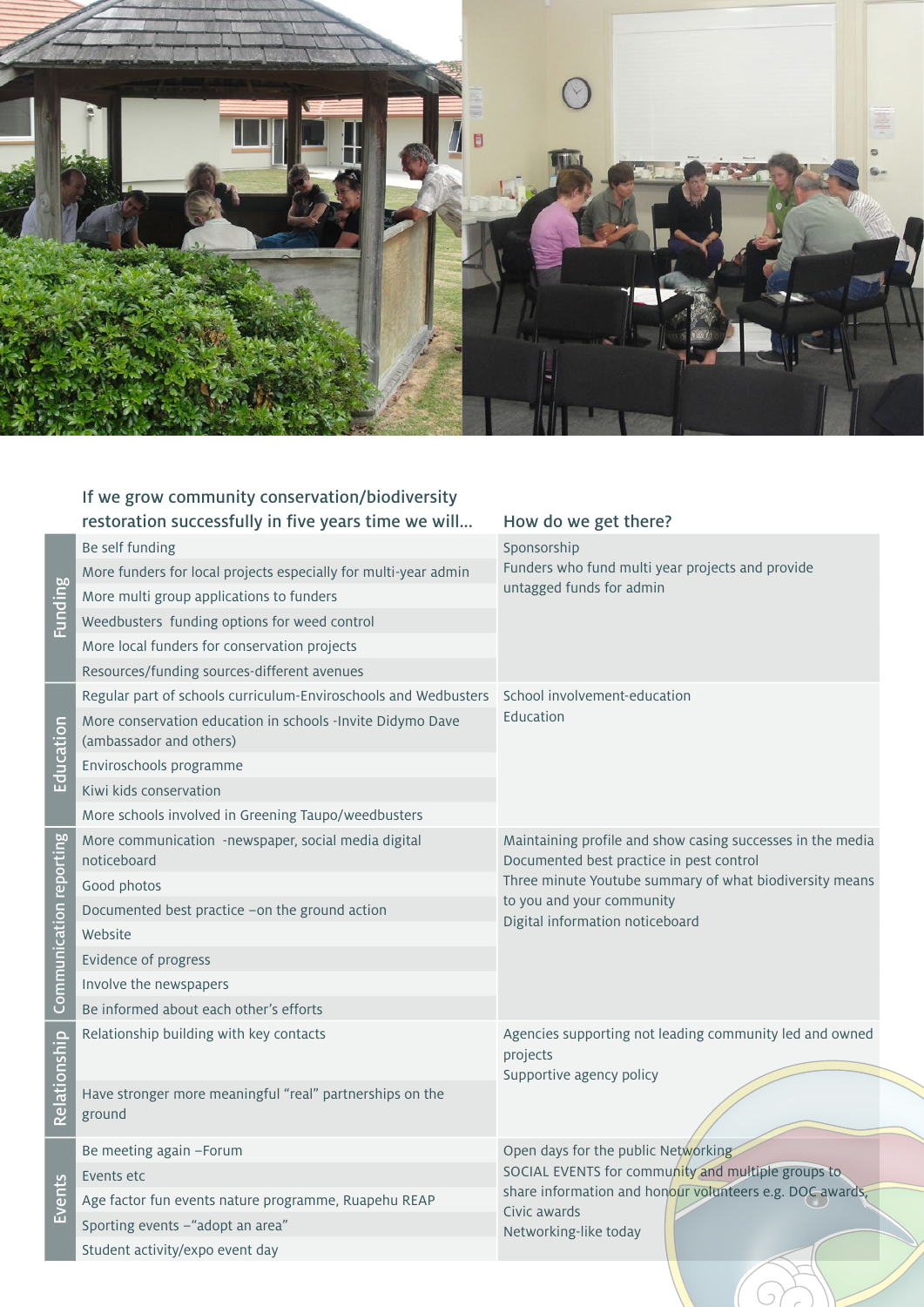| | If we grow community conservation/biodiversity restoration successfully in five years time we will... | How do we get there? |
|---|---|---|
| Funding | Be self funding | Sponsorship<br>Funders who fund multi year projects and provide untagged funds for admin |
| | More funders for local projects especially for multi-year admin | |
| | More multi group applications to funders | |
| | Weedbusters funding options for weed control | |
| | More local funders for conservation projects | |
| | Resources/funding sources-different avenues | |
| Education | Regular part of schools curriculum-Enviroschools and Wedbusters | School involvement-education<br>Education |
| | More conservation education in schools -Invite Didymo Dave (ambassador and others) | |
| | Enviroschools programme | |
| | Kiwi kids conservation | |
| | More schools involved in Greening Taupo/weedbusters | |
| Communication reporting | More communication -newspaper, social media digital noticeboard | Maintaining profile and show casing successes in the media<br>Documented best practice in pest control<br>Three minute Youtube summary of what biodiversity means to you and your community<br>Digital information noticeboard |
| | Good photos | |
| | Documented best practice –on the ground action | |
| | Website | |
| | Evidence of progress | |
| | Involve the newspapers | |
| | Be informed about each other's efforts | |
| Relationship | Relationship building with key contacts | Agencies supporting not leading community led and owned projects<br>Supportive agency policy |
| | Have stronger more meaningful "real" partnerships on the ground | |
| Events | Be meeting again –Forum | Open days for the public Networking<br>SOCIAL EVENTS for community and multiple groups to share information and honour volunteers e.g. DOC awards, Civic awards<br>Networking-like today |
| | Events etc | |
| | Age factor fun events nature programme, Ruapehu REAP | |
| | Sporting events –"adopt an area" | |
| | Student activity/expo event day | |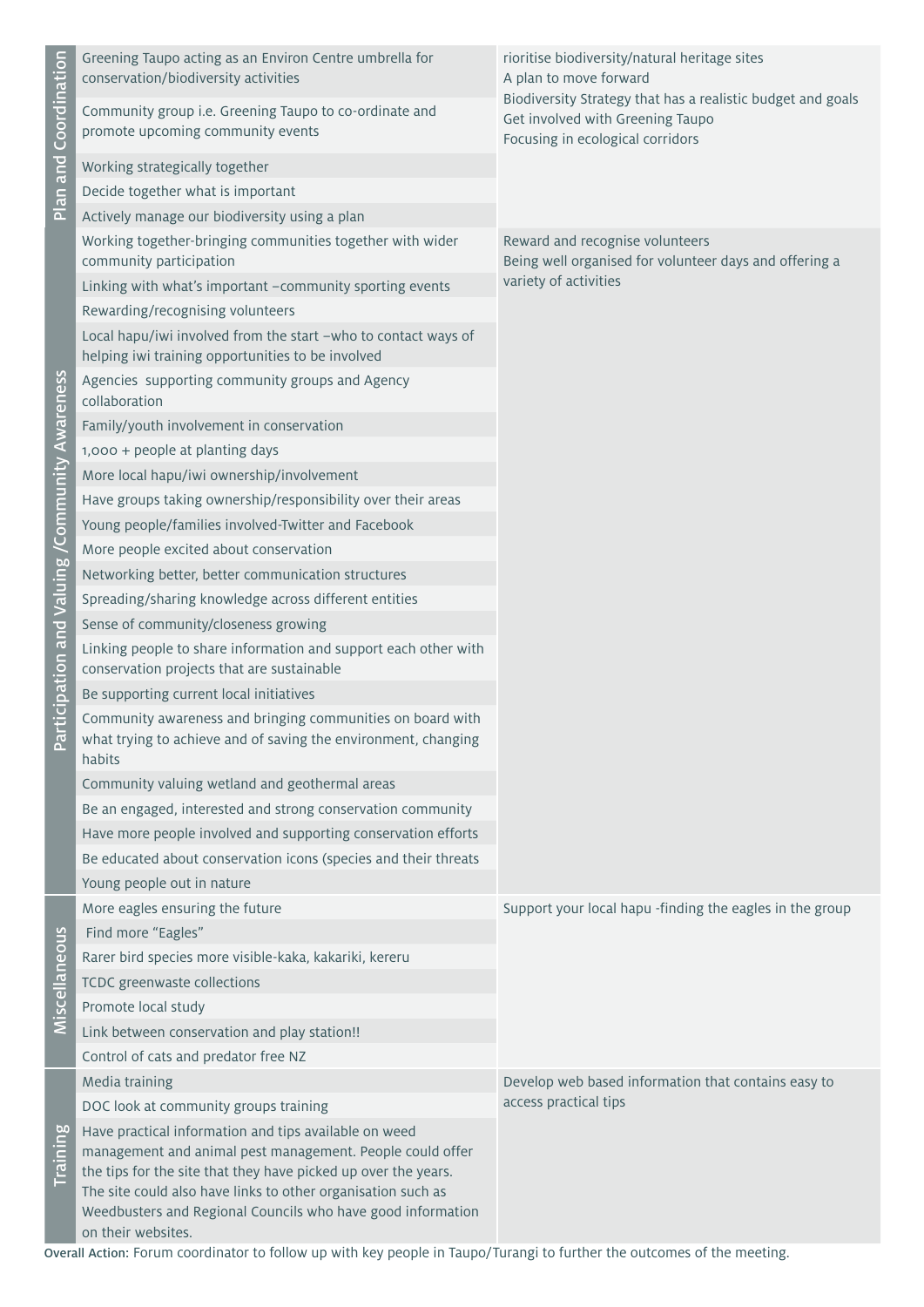| | | |
|---|---|---|
| Plan and Coordination | Greening Taupo acting as an Environ Centre umbrella for conservation/biodiversity activities | rioritise biodiversity/natural heritage sites<br>A plan to move forward<br>Biodiversity Strategy that has a realistic budget and goals<br>Get involved with Greening Taupo<br>Focusing in ecological corridors |
| | Community group i.e. Greening Taupo to co-ordinate and promote upcoming community events | |
| | Working strategically together | |
| | Decide together what is important | |
| | Actively manage our biodiversity using a plan | |
| Participation and Valuing /Community Awareness | Working together-bringing communities together with wider community participation | Reward and recognise volunteers<br>Being well organised for volunteer days and offering a variety of activities |
| | Linking with what's important –community sporting events | |
| | Rewarding/recognising volunteers | |
| | Local hapu/iwi involved from the start –who to contact ways of helping iwi training opportunities to be involved | |
| | Agencies supporting community groups and Agency collaboration | |
| | Family/youth involvement in conservation | |
| | 1,000 + people at planting days | |
| | More local hapu/iwi ownership/involvement | |
| | Have groups taking ownership/responsibility over their areas | |
| | Young people/families involved-Twitter and Facebook | |
| | More people excited about conservation | |
| | Networking better, better communication structures | |
| | Spreading/sharing knowledge across different entities | |
| | Sense of community/closeness growing | |
| | Linking people to share information and support each other with conservation projects that are sustainable | |
| | Be supporting current local initiatives | |
| | Community awareness and bringing communities on board with what trying to achieve and of saving the environment, changing habits | |
| | Community valuing wetland and geothermal areas | |
| | Be an engaged, interested and strong conservation community | |
| | Have more people involved and supporting conservation efforts | |
| | Be educated about conservation icons (species and their threats | |
| | Young people out in nature | |
| Miscellaneous | More eagles ensuring the future | Support your local hapu -finding the eagles in the group |
| | Find more "Eagles" | |
| | Rarer bird species more visible-kaka, kakariki, kereru | |
| | TCDC greenwaste collections | |
| | Promote local study | |
| | Link between conservation and play station!! | |
| | Control of cats and predator free NZ | |
| Training | Media training | Develop web based information that contains easy to access practical tips |
| | DOC look at community groups training | |
| | Have practical information and tips available on weed management and animal pest management. People could offer the tips for the site that they have picked up over the years. The site could also have links to other organisation such as Weedbusters and Regional Councils who have good information on their websites. | |

Overall Action: Forum coordinator to follow up with key people in Taupo/Turangi to further the outcomes of the meeting.